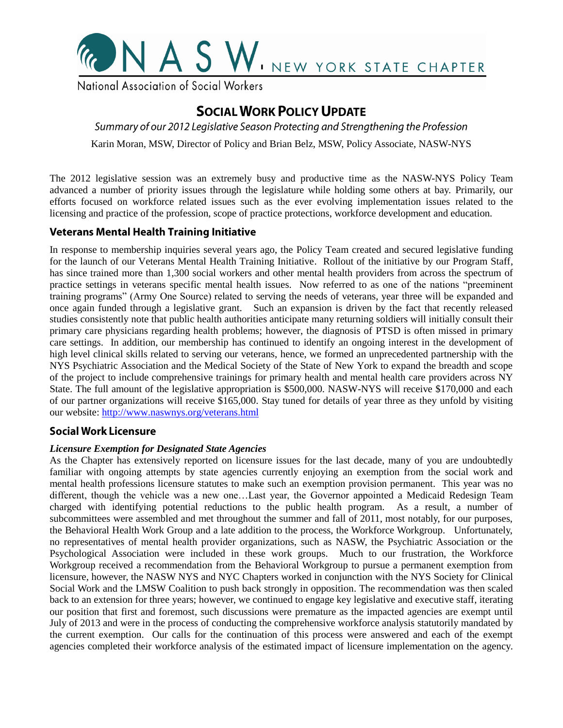NASW, NEW YORK STATE CHAPTER

National Association of Social Workers

# SOCIAL WORK POLICY UPDATE

*Summary of our 2012 Legislative Season Protecting and Strengthening the Profession*

Karin Moran, MSW, Director of Policy and Brian Belz, MSW, Policy Associate, NASW-NYS

The 2012 legislative session was an extremely busy and productive time as the NASW-NYS Policy Team advanced a number of priority issues through the legislature while holding some others at bay. Primarily, our efforts focused on workforce related issues such as the ever evolving implementation issues related to the licensing and practice of the profession, scope of practice protections, workforce development and education.

## Veterans Mental Health Training Initiative

In response to membership inquiries several years ago, the Policy Team created and secured legislative funding for the launch of our Veterans Mental Health Training Initiative. Rollout of the initiative by our Program Staff, has since trained more than 1,300 social workers and other mental health providers from across the spectrum of practice settings in veterans specific mental health issues. Now referred to as one of the nations "preeminent training programs" (Army One Source) related to serving the needs of veterans, year three will be expanded and once again funded through a legislative grant. Such an expansion is driven by the fact that recently released studies consistently note that public health authorities anticipate many returning soldiers will initially consult their primary care physicians regarding health problems; however, the diagnosis of PTSD is often missed in primary care settings. In addition, our membership has continued to identify an ongoing interest in the development of high level clinical skills related to serving our veterans, hence, we formed an unprecedented partnership with the NYS Psychiatric Association and the Medical Society of the State of New York to expand the breadth and scope of the project to include comprehensive trainings for primary health and mental health care providers across NY State. The full amount of the legislative appropriation is $500,000. NASW-NYS will receive $170,000 and each of our partner organizations will receive $165,000. Stay tuned for details of year three as they unfold by visiting our website: http://www.naswnys.org/veterans.html

## Social Work Licensure

### *Licensure Exemption for Designated State Agencies*

As the Chapter has extensively reported on licensure issues for the last decade, many of you are undoubtedly familiar with ongoing attempts by state agencies currently enjoying an exemption from the social work and mental health professions licensure statutes to make such an exemption provision permanent. This year was no different, though the vehicle was a new one…Last year, the Governor appointed a Medicaid Redesign Team charged with identifying potential reductions to the public health program. As a result, a number of subcommittees were assembled and met throughout the summer and fall of 2011, most notably, for our purposes, the Behavioral Health Work Group and a late addition to the process, the Workforce Workgroup. Unfortunately, no representatives of mental health provider organizations, such as NASW, the Psychiatric Association or the Psychological Association were included in these work groups. Much to our frustration, the Workforce Workgroup received a recommendation from the Behavioral Workgroup to pursue a permanent exemption from licensure, however, the NASW NYS and NYC Chapters worked in conjunction with the NYS Society for Clinical Social Work and the LMSW Coalition to push back strongly in opposition. The recommendation was then scaled back to an extension for three years; however, we continued to engage key legislative and executive staff, iterating our position that first and foremost, such discussions were premature as the impacted agencies are exempt until July of 2013 and were in the process of conducting the comprehensive workforce analysis statutorily mandated by the current exemption. Our calls for the continuation of this process were answered and each of the exempt agencies completed their workforce analysis of the estimated impact of licensure implementation on the agency.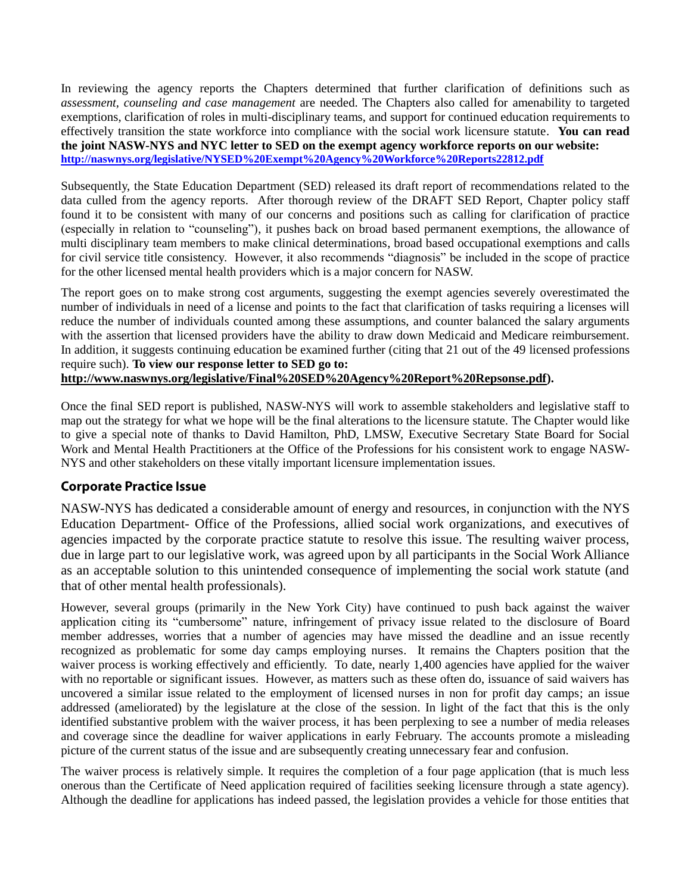In reviewing the agency reports the Chapters determined that further clarification of definitions such as *assessment, counseling and case management* are needed. The Chapters also called for amenability to targeted exemptions, clarification of roles in multi-disciplinary teams, and support for continued education requirements to effectively transition the state workforce into compliance with the social work licensure statute. **You can read the joint NASW-NYS and NYC letter to SED on the exempt agency workforce reports on our website: http://naswnys.org/legislative/NYSED%20Exempt%20Agency%20Workforce%20Reports22812.pdf**

Subsequently, the State Education Department (SED) released its draft report of recommendations related to the data culled from the agency reports. After thorough review of the DRAFT SED Report, Chapter policy staff found it to be consistent with many of our concerns and positions such as calling for clarification of practice (especially in relation to "counseling"), it pushes back on broad based permanent exemptions, the allowance of multi disciplinary team members to make clinical determinations, broad based occupational exemptions and calls for civil service title consistency. However, it also recommends "diagnosis" be included in the scope of practice for the other licensed mental health providers which is a major concern for NASW.

The report goes on to make strong cost arguments, suggesting the exempt agencies severely overestimated the number of individuals in need of a license and points to the fact that clarification of tasks requiring a licenses will reduce the number of individuals counted among these assumptions, and counter balanced the salary arguments with the assertion that licensed providers have the ability to draw down Medicaid and Medicare reimbursement. In addition, it suggests continuing education be examined further (citing that 21 out of the 49 licensed professions require such). **To view our response letter to SED go to: http://www.naswnys.org/legislative/Final%20SED%20Agency%20Report%20Repsonse.pdf).**

Once the final SED report is published, NASW-NYS will work to assemble stakeholders and legislative staff to map out the strategy for what we hope will be the final alterations to the licensure statute. The Chapter would like to give a special note of thanks to David Hamilton, PhD, LMSW, Executive Secretary State Board for Social Work and Mental Health Practitioners at the Office of the Professions for his consistent work to engage NASW-NYS and other stakeholders on these vitally important licensure implementation issues.

## Corporate Practice Issue

NASW-NYS has dedicated a considerable amount of energy and resources, in conjunction with the NYS Education Department- Office of the Professions, allied social work organizations, and executives of agencies impacted by the corporate practice statute to resolve this issue. The resulting waiver process, due in large part to our legislative work, was agreed upon by all participants in the Social Work Alliance as an acceptable solution to this unintended consequence of implementing the social work statute (and that of other mental health professionals).

However, several groups (primarily in the New York City) have continued to push back against the waiver application citing its "cumbersome" nature, infringement of privacy issue related to the disclosure of Board member addresses, worries that a number of agencies may have missed the deadline and an issue recently recognized as problematic for some day camps employing nurses. It remains the Chapters position that the waiver process is working effectively and efficiently. To date, nearly 1,400 agencies have applied for the waiver with no reportable or significant issues. However, as matters such as these often do, issuance of said waivers has uncovered a similar issue related to the employment of licensed nurses in non for profit day camps; an issue addressed (ameliorated) by the legislature at the close of the session. In light of the fact that this is the only identified substantive problem with the waiver process, it has been perplexing to see a number of media releases and coverage since the deadline for waiver applications in early February. The accounts promote a misleading picture of the current status of the issue and are subsequently creating unnecessary fear and confusion.

The waiver process is relatively simple. It requires the completion of a four page application (that is much less onerous than the Certificate of Need application required of facilities seeking licensure through a state agency). Although the deadline for applications has indeed passed, the legislation provides a vehicle for those entities that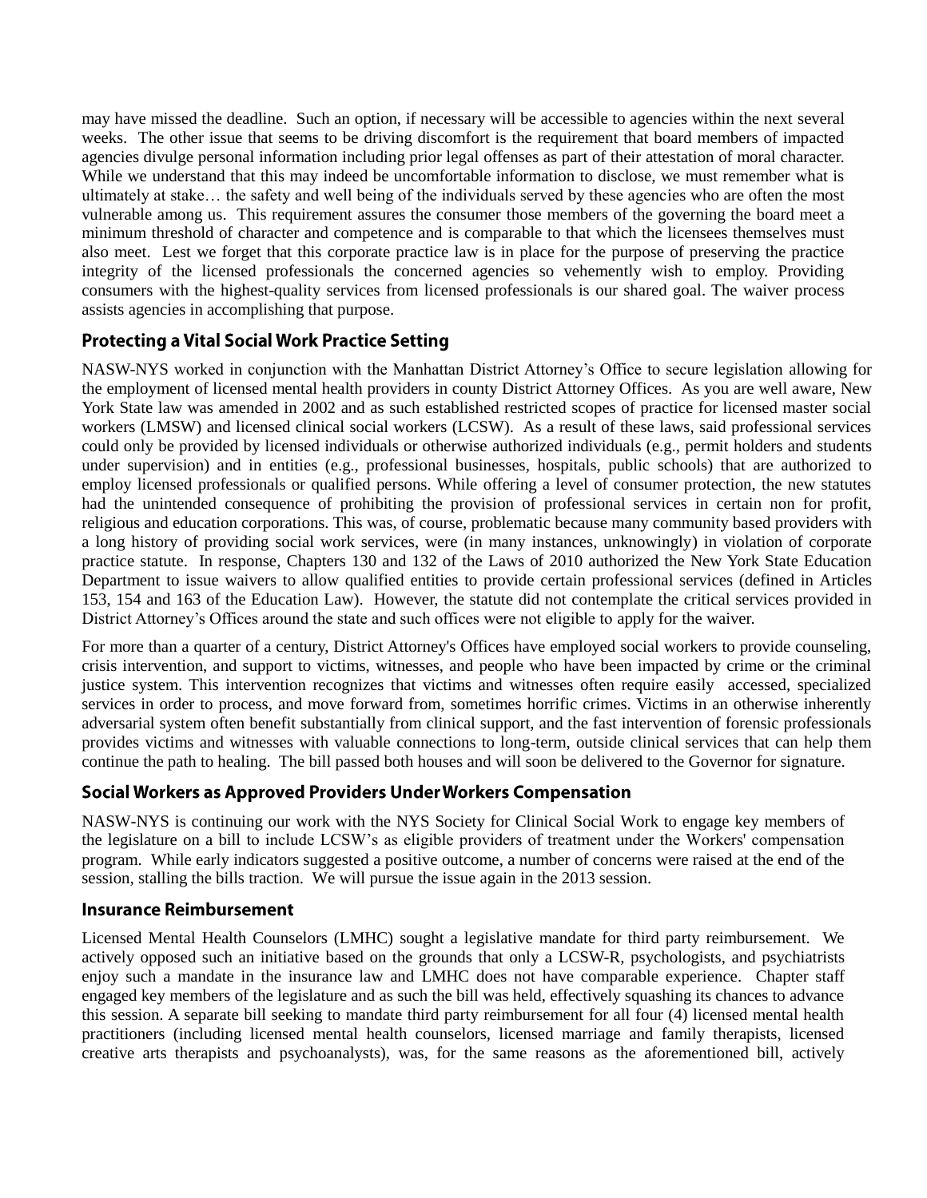may have missed the deadline. Such an option, if necessary will be accessible to agencies within the next several weeks. The other issue that seems to be driving discomfort is the requirement that board members of impacted agencies divulge personal information including prior legal offenses as part of their attestation of moral character. While we understand that this may indeed be uncomfortable information to disclose, we must remember what is ultimately at stake… the safety and well being of the individuals served by these agencies who are often the most vulnerable among us. This requirement assures the consumer those members of the governing the board meet a minimum threshold of character and competence and is comparable to that which the licensees themselves must also meet. Lest we forget that this corporate practice law is in place for the purpose of preserving the practice integrity of the licensed professionals the concerned agencies so vehemently wish to employ. Providing consumers with the highest-quality services from licensed professionals is our shared goal. The waiver process assists agencies in accomplishing that purpose.

## Protecting a Vital Social Work Practice Setting

NASW-NYS worked in conjunction with the Manhattan District Attorney's Office to secure legislation allowing for the employment of licensed mental health providers in county District Attorney Offices. As you are well aware, New York State law was amended in 2002 and as such established restricted scopes of practice for licensed master social workers (LMSW) and licensed clinical social workers (LCSW). As a result of these laws, said professional services could only be provided by licensed individuals or otherwise authorized individuals (e.g., permit holders and students under supervision) and in entities (e.g., professional businesses, hospitals, public schools) that are authorized to employ licensed professionals or qualified persons. While offering a level of consumer protection, the new statutes had the unintended consequence of prohibiting the provision of professional services in certain non for profit, religious and education corporations. This was, of course, problematic because many community based providers with a long history of providing social work services, were (in many instances, unknowingly) in violation of corporate practice statute. In response, Chapters 130 and 132 of the Laws of 2010 authorized the New York State Education Department to issue waivers to allow qualified entities to provide certain professional services (defined in Articles 153, 154 and 163 of the Education Law). However, the statute did not contemplate the critical services provided in District Attorney's Offices around the state and such offices were not eligible to apply for the waiver.

For more than a quarter of a century, District Attorney's Offices have employed social workers to provide counseling, crisis intervention, and support to victims, witnesses, and people who have been impacted by crime or the criminal justice system. This intervention recognizes that victims and witnesses often require easily accessed, specialized services in order to process, and move forward from, sometimes horrific crimes. Victims in an otherwise inherently adversarial system often benefit substantially from clinical support, and the fast intervention of forensic professionals provides victims and witnesses with valuable connections to long-term, outside clinical services that can help them continue the path to healing. The bill passed both houses and will soon be delivered to the Governor for signature.

## Social Workers as Approved Providers Under Workers Compensation

NASW-NYS is continuing our work with the NYS Society for Clinical Social Work to engage key members of the legislature on a bill to include LCSW's as eligible providers of treatment under the Workers' compensation program. While early indicators suggested a positive outcome, a number of concerns were raised at the end of the session, stalling the bills traction. We will pursue the issue again in the 2013 session.

## Insurance Reimbursement

Licensed Mental Health Counselors (LMHC) sought a legislative mandate for third party reimbursement. We actively opposed such an initiative based on the grounds that only a LCSW-R, psychologists, and psychiatrists enjoy such a mandate in the insurance law and LMHC does not have comparable experience. Chapter staff engaged key members of the legislature and as such the bill was held, effectively squashing its chances to advance this session. A separate bill seeking to mandate third party reimbursement for all four (4) licensed mental health practitioners (including licensed mental health counselors, licensed marriage and family therapists, licensed creative arts therapists and psychoanalysts), was, for the same reasons as the aforementioned bill, actively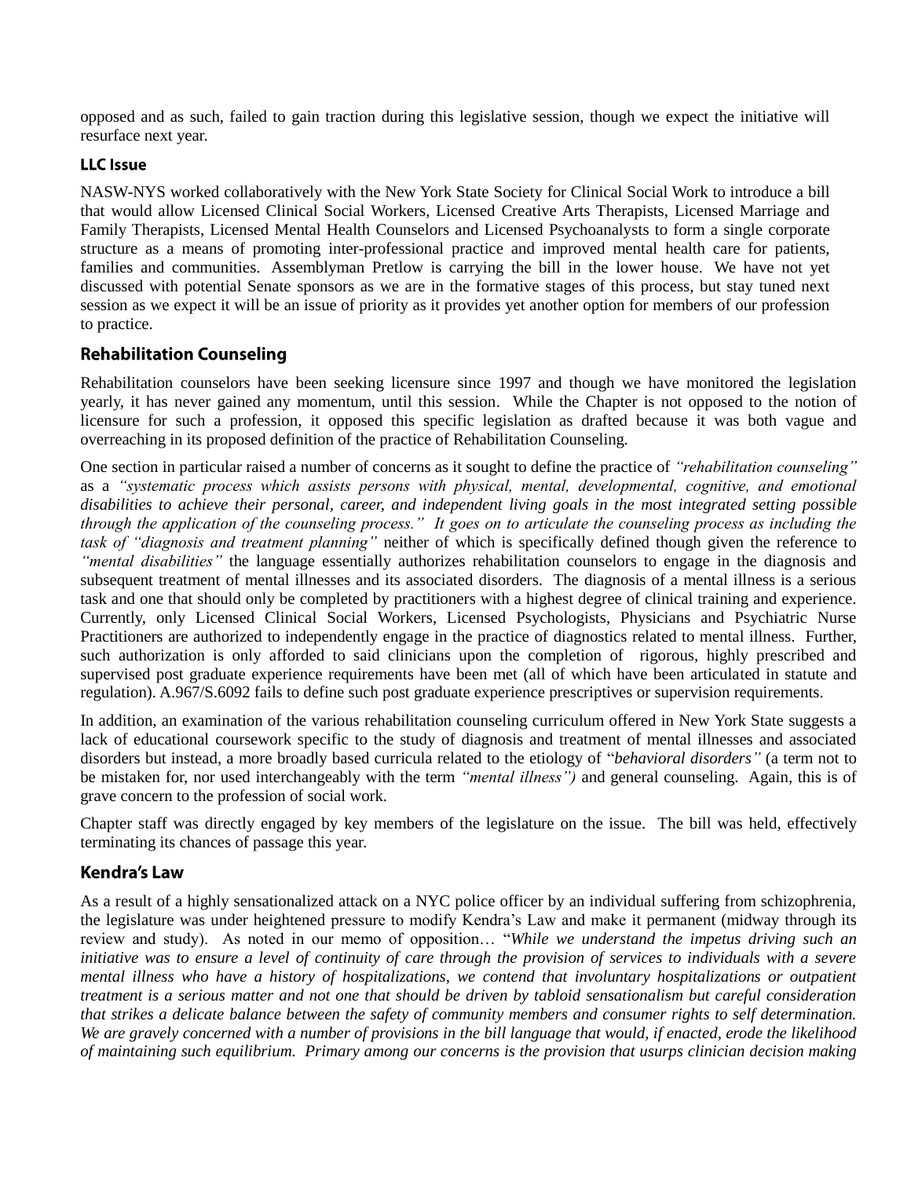opposed and as such, failed to gain traction during this legislative session, though we expect the initiative will resurface next year.

### LLC Issue

NASW-NYS worked collaboratively with the New York State Society for Clinical Social Work to introduce a bill that would allow Licensed Clinical Social Workers, Licensed Creative Arts Therapists, Licensed Marriage and Family Therapists, Licensed Mental Health Counselors and Licensed Psychoanalysts to form a single corporate structure as a means of promoting inter-professional practice and improved mental health care for patients, families and communities. Assemblyman Pretlow is carrying the bill in the lower house. We have not yet discussed with potential Senate sponsors as we are in the formative stages of this process, but stay tuned next session as we expect it will be an issue of priority as it provides yet another option for members of our profession to practice.

## Rehabilitation Counseling

Rehabilitation counselors have been seeking licensure since 1997 and though we have monitored the legislation yearly, it has never gained any momentum, until this session. While the Chapter is not opposed to the notion of licensure for such a profession, it opposed this specific legislation as drafted because it was both vague and overreaching in its proposed definition of the practice of Rehabilitation Counseling.

One section in particular raised a number of concerns as it sought to define the practice of *"rehabilitation counseling"* as a *"systematic process which assists persons with physical, mental, developmental, cognitive, and emotional disabilities to achieve their personal, career, and independent living goals in the most integrated setting possible through the application of the counseling process." It goes on to articulate the counseling process as including the task of "diagnosis and treatment planning"* neither of which is specifically defined though given the reference to *"mental disabilities"* the language essentially authorizes rehabilitation counselors to engage in the diagnosis and subsequent treatment of mental illnesses and its associated disorders. The diagnosis of a mental illness is a serious task and one that should only be completed by practitioners with a highest degree of clinical training and experience. Currently, only Licensed Clinical Social Workers, Licensed Psychologists, Physicians and Psychiatric Nurse Practitioners are authorized to independently engage in the practice of diagnostics related to mental illness. Further, such authorization is only afforded to said clinicians upon the completion of rigorous, highly prescribed and supervised post graduate experience requirements have been met (all of which have been articulated in statute and regulation). A.967/S.6092 fails to define such post graduate experience prescriptives or supervision requirements.

In addition, an examination of the various rehabilitation counseling curriculum offered in New York State suggests a lack of educational coursework specific to the study of diagnosis and treatment of mental illnesses and associated disorders but instead, a more broadly based curricula related to the etiology of "*behavioral disorders"* (a term not to be mistaken for, nor used interchangeably with the term *"mental illness")* and general counseling. Again, this is of grave concern to the profession of social work.

Chapter staff was directly engaged by key members of the legislature on the issue. The bill was held, effectively terminating its chances of passage this year.

## Kendra's Law

As a result of a highly sensationalized attack on a NYC police officer by an individual suffering from schizophrenia, the legislature was under heightened pressure to modify Kendra's Law and make it permanent (midway through its review and study). As noted in our memo of opposition… "*While we understand the impetus driving such an initiative was to ensure a level of continuity of care through the provision of services to individuals with a severe mental illness who have a history of hospitalizations, we contend that involuntary hospitalizations or outpatient treatment is a serious matter and not one that should be driven by tabloid sensationalism but careful consideration that strikes a delicate balance between the safety of community members and consumer rights to self determination. We are gravely concerned with a number of provisions in the bill language that would, if enacted, erode the likelihood of maintaining such equilibrium. Primary among our concerns is the provision that usurps clinician decision making*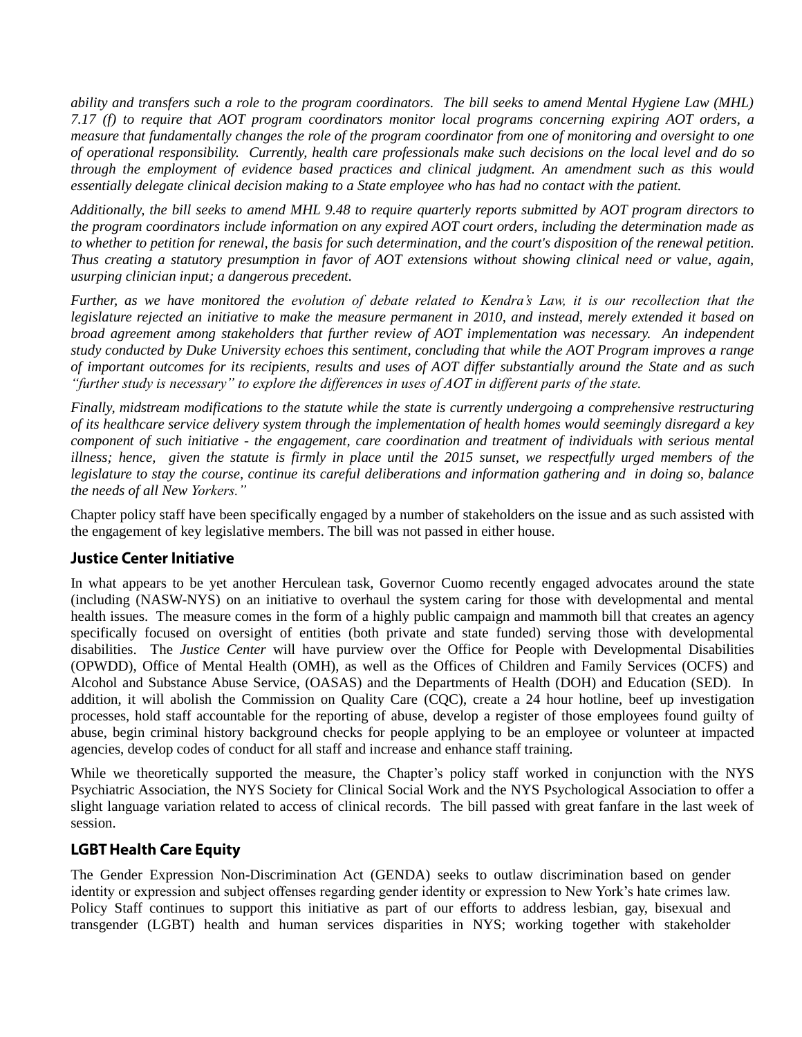*ability and transfers such a role to the program coordinators. The bill seeks to amend Mental Hygiene Law (MHL) 7.17 (f) to require that AOT program coordinators monitor local programs concerning expiring AOT orders, a measure that fundamentally changes the role of the program coordinator from one of monitoring and oversight to one of operational responsibility. Currently, health care professionals make such decisions on the local level and do so through the employment of evidence based practices and clinical judgment. An amendment such as this would essentially delegate clinical decision making to a State employee who has had no contact with the patient.*

*Additionally, the bill seeks to amend MHL 9.48 to require quarterly reports submitted by AOT program directors to the program coordinators include information on any expired AOT court orders, including the determination made as to whether to petition for renewal, the basis for such determination, and the court's disposition of the renewal petition. Thus creating a statutory presumption in favor of AOT extensions without showing clinical need or value, again, usurping clinician input; a dangerous precedent.*

*Further, as we have monitored the evolution of debate related to Kendra's Law, it is our recollection that the legislature rejected an initiative to make the measure permanent in 2010, and instead, merely extended it based on broad agreement among stakeholders that further review of AOT implementation was necessary. An independent study conducted by Duke University echoes this sentiment, concluding that while the AOT Program improves a range of important outcomes for its recipients, results and uses of AOT differ substantially around the State and as such "further study is necessary" to explore the differences in uses of AOT in different parts of the state.*

*Finally, midstream modifications to the statute while the state is currently undergoing a comprehensive restructuring of its healthcare service delivery system through the implementation of health homes would seemingly disregard a key component of such initiative - the engagement, care coordination and treatment of individuals with serious mental illness; hence, given the statute is firmly in place until the 2015 sunset, we respectfully urged members of the legislature to stay the course, continue its careful deliberations and information gathering and in doing so, balance the needs of all New Yorkers."*

Chapter policy staff have been specifically engaged by a number of stakeholders on the issue and as such assisted with the engagement of key legislative members. The bill was not passed in either house.

## Justice Center Initiative

In what appears to be yet another Herculean task, Governor Cuomo recently engaged advocates around the state (including (NASW-NYS) on an initiative to overhaul the system caring for those with developmental and mental health issues. The measure comes in the form of a highly public campaign and mammoth bill that creates an agency specifically focused on oversight of entities (both private and state funded) serving those with developmental disabilities. The *Justice Center* will have purview over the Office for People with Developmental Disabilities (OPWDD), Office of Mental Health (OMH), as well as the Offices of Children and Family Services (OCFS) and Alcohol and Substance Abuse Service, (OASAS) and the Departments of Health (DOH) and Education (SED). In addition, it will abolish the Commission on Quality Care (CQC), create a 24 hour hotline, beef up investigation processes, hold staff accountable for the reporting of abuse, develop a register of those employees found guilty of abuse, begin criminal history background checks for people applying to be an employee or volunteer at impacted agencies, develop codes of conduct for all staff and increase and enhance staff training.

While we theoretically supported the measure, the Chapter's policy staff worked in conjunction with the NYS Psychiatric Association, the NYS Society for Clinical Social Work and the NYS Psychological Association to offer a slight language variation related to access of clinical records. The bill passed with great fanfare in the last week of session.

## LGBT Health Care Equity

The Gender Expression Non-Discrimination Act (GENDA) seeks to outlaw discrimination based on gender identity or expression and subject offenses regarding gender identity or expression to New York's hate crimes law. Policy Staff continues to support this initiative as part of our efforts to address lesbian, gay, bisexual and transgender (LGBT) health and human services disparities in NYS; working together with stakeholder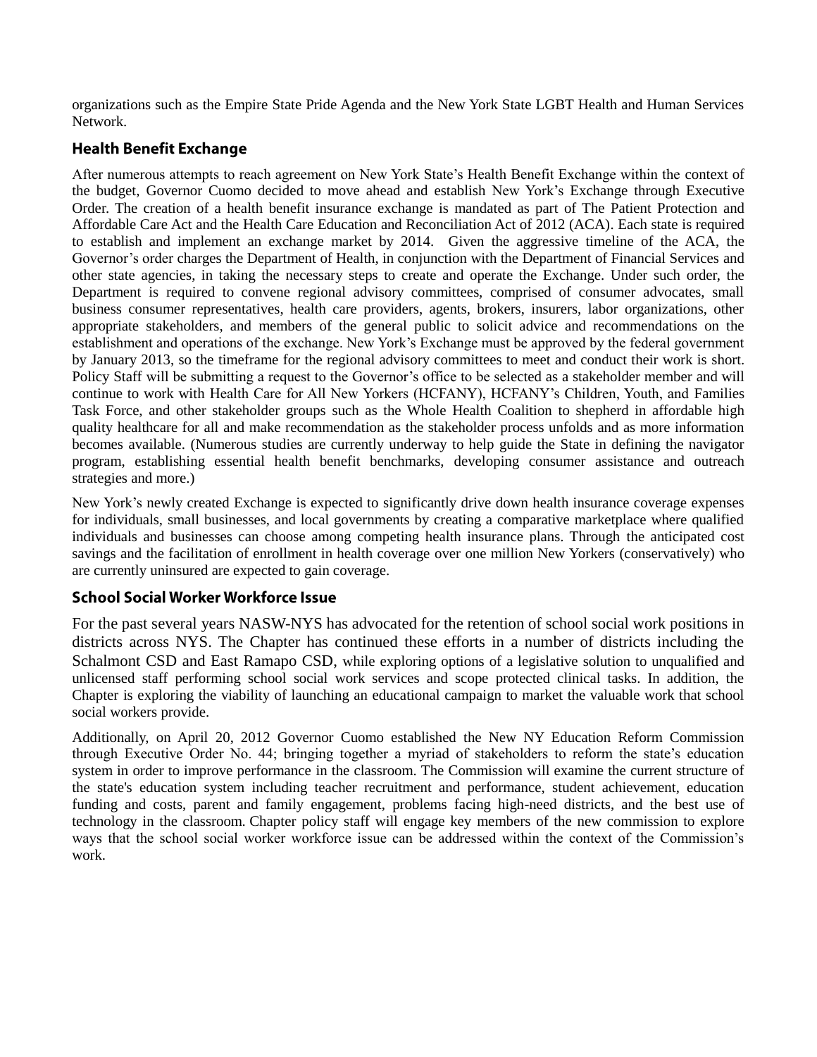organizations such as the Empire State Pride Agenda and the New York State LGBT Health and Human Services Network.

## Health Benefit Exchange

After numerous attempts to reach agreement on New York State's Health Benefit Exchange within the context of the budget, Governor Cuomo decided to move ahead and establish New York's Exchange through Executive Order. The creation of a health benefit insurance exchange is mandated as part of The Patient Protection and Affordable Care Act and the Health Care Education and Reconciliation Act of 2012 (ACA). Each state is required to establish and implement an exchange market by 2014. Given the aggressive timeline of the ACA, the Governor's order charges the Department of Health, in conjunction with the Department of Financial Services and other state agencies, in taking the necessary steps to create and operate the Exchange. Under such order, the Department is required to convene regional advisory committees, comprised of consumer advocates, small business consumer representatives, health care providers, agents, brokers, insurers, labor organizations, other appropriate stakeholders, and members of the general public to solicit advice and recommendations on the establishment and operations of the exchange. New York's Exchange must be approved by the federal government by January 2013, so the timeframe for the regional advisory committees to meet and conduct their work is short. Policy Staff will be submitting a request to the Governor's office to be selected as a stakeholder member and will continue to work with Health Care for All New Yorkers (HCFANY), HCFANY's Children, Youth, and Families Task Force, and other stakeholder groups such as the Whole Health Coalition to shepherd in affordable high quality healthcare for all and make recommendation as the stakeholder process unfolds and as more information becomes available. (Numerous studies are currently underway to help guide the State in defining the navigator program, establishing essential health benefit benchmarks, developing consumer assistance and outreach strategies and more.)

New York's newly created Exchange is expected to significantly drive down health insurance coverage expenses for individuals, small businesses, and local governments by creating a comparative marketplace where qualified individuals and businesses can choose among competing health insurance plans. Through the anticipated cost savings and the facilitation of enrollment in health coverage over one million New Yorkers (conservatively) who are currently uninsured are expected to gain coverage.

## School Social Worker Workforce Issue

For the past several years NASW-NYS has advocated for the retention of school social work positions in districts across NYS. The Chapter has continued these efforts in a number of districts including the Schalmont CSD and East Ramapo CSD, while exploring options of a legislative solution to unqualified and unlicensed staff performing school social work services and scope protected clinical tasks. In addition, the Chapter is exploring the viability of launching an educational campaign to market the valuable work that school social workers provide.

Additionally, on April 20, 2012 Governor Cuomo established the New NY Education Reform Commission through Executive Order No. 44; bringing together a myriad of stakeholders to reform the state's education system in order to improve performance in the classroom. The Commission will examine the current structure of the state's education system including teacher recruitment and performance, student achievement, education funding and costs, parent and family engagement, problems facing high-need districts, and the best use of technology in the classroom. Chapter policy staff will engage key members of the new commission to explore ways that the school social worker workforce issue can be addressed within the context of the Commission's work.